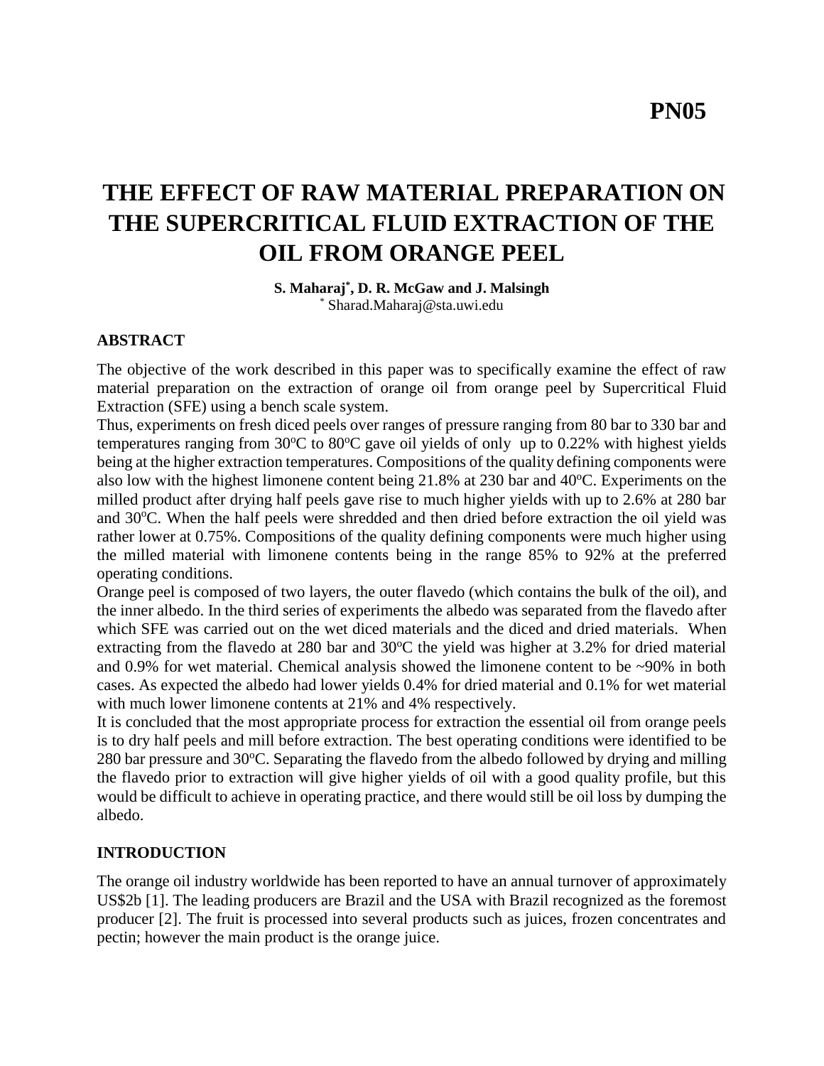**PN05**

# THE EFFECT OF RAW MATERIAL PREPARATION ON THE SUPERCRITICAL FLUID EXTRACTION OF THE OIL FROM ORANGE PEEL

**S. Maharaj*, D. R. McGaw and J. Malsingh**
* Sharad.Maharaj@sta.uwi.edu

## ABSTRACT

The objective of the work described in this paper was to specifically examine the effect of raw material preparation on the extraction of orange oil from orange peel by Supercritical Fluid Extraction (SFE) using a bench scale system.

Thus, experiments on fresh diced peels over ranges of pressure ranging from 80 bar to 330 bar and temperatures ranging from 30°C to 80°C gave oil yields of only up to 0.22% with highest yields being at the higher extraction temperatures. Compositions of the quality defining components were also low with the highest limonene content being 21.8% at 230 bar and 40°C. Experiments on the milled product after drying half peels gave rise to much higher yields with up to 2.6% at 280 bar and 30°C. When the half peels were shredded and then dried before extraction the oil yield was rather lower at 0.75%. Compositions of the quality defining components were much higher using the milled material with limonene contents being in the range 85% to 92% at the preferred operating conditions.

Orange peel is composed of two layers, the outer flavedo (which contains the bulk of the oil), and the inner albedo. In the third series of experiments the albedo was separated from the flavedo after which SFE was carried out on the wet diced materials and the diced and dried materials. When extracting from the flavedo at 280 bar and 30°C the yield was higher at 3.2% for dried material and 0.9% for wet material. Chemical analysis showed the limonene content to be ~90% in both cases. As expected the albedo had lower yields 0.4% for dried material and 0.1% for wet material with much lower limonene contents at 21% and 4% respectively.

It is concluded that the most appropriate process for extraction the essential oil from orange peels is to dry half peels and mill before extraction. The best operating conditions were identified to be 280 bar pressure and 30°C. Separating the flavedo from the albedo followed by drying and milling the flavedo prior to extraction will give higher yields of oil with a good quality profile, but this would be difficult to achieve in operating practice, and there would still be oil loss by dumping the albedo.

## INTRODUCTION

The orange oil industry worldwide has been reported to have an annual turnover of approximately US$2b [1]. The leading producers are Brazil and the USA with Brazil recognized as the foremost producer [2]. The fruit is processed into several products such as juices, frozen concentrates and pectin; however the main product is the orange juice.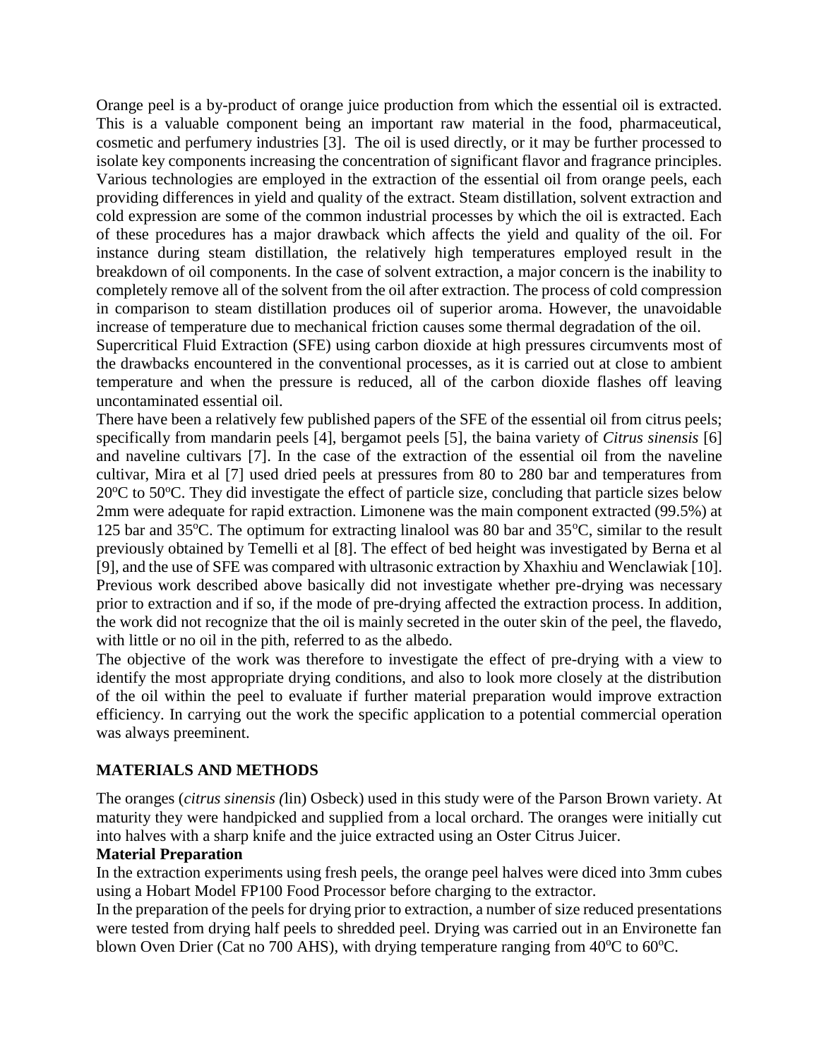Orange peel is a by-product of orange juice production from which the essential oil is extracted. This is a valuable component being an important raw material in the food, pharmaceutical, cosmetic and perfumery industries [3]. The oil is used directly, or it may be further processed to isolate key components increasing the concentration of significant flavor and fragrance principles. Various technologies are employed in the extraction of the essential oil from orange peels, each providing differences in yield and quality of the extract. Steam distillation, solvent extraction and cold expression are some of the common industrial processes by which the oil is extracted. Each of these procedures has a major drawback which affects the yield and quality of the oil. For instance during steam distillation, the relatively high temperatures employed result in the breakdown of oil components. In the case of solvent extraction, a major concern is the inability to completely remove all of the solvent from the oil after extraction. The process of cold compression in comparison to steam distillation produces oil of superior aroma. However, the unavoidable increase of temperature due to mechanical friction causes some thermal degradation of the oil.

Supercritical Fluid Extraction (SFE) using carbon dioxide at high pressures circumvents most of the drawbacks encountered in the conventional processes, as it is carried out at close to ambient temperature and when the pressure is reduced, all of the carbon dioxide flashes off leaving uncontaminated essential oil.

There have been a relatively few published papers of the SFE of the essential oil from citrus peels; specifically from mandarin peels [4], bergamot peels [5], the baina variety of *Citrus sinensis* [6] and naveline cultivars [7]. In the case of the extraction of the essential oil from the naveline cultivar, Mira et al [7] used dried peels at pressures from 80 to 280 bar and temperatures from 20$^{o}$C to 50$^{o}$C. They did investigate the effect of particle size, concluding that particle sizes below 2mm were adequate for rapid extraction. Limonene was the main component extracted (99.5%) at 125 bar and 35$^{o}$C. The optimum for extracting linalool was 80 bar and 35$^{o}$C, similar to the result previously obtained by Temelli et al [8]. The effect of bed height was investigated by Berna et al [9], and the use of SFE was compared with ultrasonic extraction by Xhaxhiu and Wenclawiak [10]. Previous work described above basically did not investigate whether pre-drying was necessary prior to extraction and if so, if the mode of pre-drying affected the extraction process. In addition, the work did not recognize that the oil is mainly secreted in the outer skin of the peel, the flavedo, with little or no oil in the pith, referred to as the albedo.

The objective of the work was therefore to investigate the effect of pre-drying with a view to identify the most appropriate drying conditions, and also to look more closely at the distribution of the oil within the peel to evaluate if further material preparation would improve extraction efficiency. In carrying out the work the specific application to a potential commercial operation was always preeminent.

## MATERIALS AND METHODS

The oranges (*citrus sinensis (*lin) Osbeck) used in this study were of the Parson Brown variety. At maturity they were handpicked and supplied from a local orchard. The oranges were initially cut into halves with a sharp knife and the juice extracted using an Oster Citrus Juicer.

### Material Preparation

In the extraction experiments using fresh peels, the orange peel halves were diced into 3mm cubes using a Hobart Model FP100 Food Processor before charging to the extractor.

In the preparation of the peels for drying prior to extraction, a number of size reduced presentations were tested from drying half peels to shredded peel. Drying was carried out in an Environette fan blown Oven Drier (Cat no 700 AHS), with drying temperature ranging from 40$^{o}$C to 60$^{o}$C.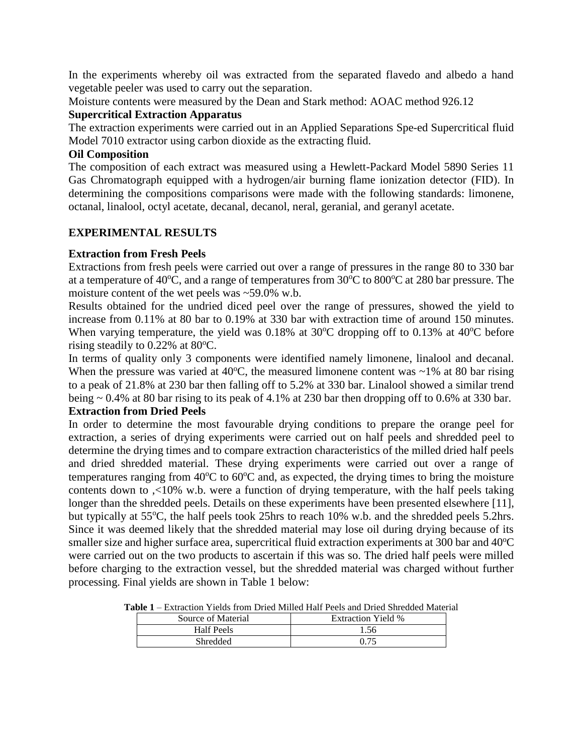In the experiments whereby oil was extracted from the separated flavedo and albedo a hand vegetable peeler was used to carry out the separation.

Moisture contents were measured by the Dean and Stark method: AOAC method 926.12

**Supercritical Extraction Apparatus**

The extraction experiments were carried out in an Applied Separations Spe-ed Supercritical fluid Model 7010 extractor using carbon dioxide as the extracting fluid.

**Oil Composition**

The composition of each extract was measured using a Hewlett-Packard Model 5890 Series 11 Gas Chromatograph equipped with a hydrogen/air burning flame ionization detector (FID). In determining the compositions comparisons were made with the following standards: limonene, octanal, linalool, octyl acetate, decanal, decanol, neral, geranial, and geranyl acetate.

## EXPERIMENTAL RESULTS

**Extraction from Fresh Peels**

Extractions from fresh peels were carried out over a range of pressures in the range 80 to 330 bar at a temperature of 40$^o$C, and a range of temperatures from 30$^o$C to 800$^o$C at 280 bar pressure. The moisture content of the wet peels was ~59.0% w.b.

Results obtained for the undried diced peel over the range of pressures, showed the yield to increase from 0.11% at 80 bar to 0.19% at 330 bar with extraction time of around 150 minutes. When varying temperature, the yield was 0.18% at 30$^o$C dropping off to 0.13% at 40$^o$C before rising steadily to 0.22% at 80$^o$C.

In terms of quality only 3 components were identified namely limonene, linalool and decanal. When the pressure was varied at 40$^o$C, the measured limonene content was ~1% at 80 bar rising to a peak of 21.8% at 230 bar then falling off to 5.2% at 330 bar. Linalool showed a similar trend being ~ 0.4% at 80 bar rising to its peak of 4.1% at 230 bar then dropping off to 0.6% at 330 bar.

**Extraction from Dried Peels**

In order to determine the most favourable drying conditions to prepare the orange peel for extraction, a series of drying experiments were carried out on half peels and shredded peel to determine the drying times and to compare extraction characteristics of the milled dried half peels and dried shredded material. These drying experiments were carried out over a range of temperatures ranging from 40$^o$C to 60$^o$C and, as expected, the drying times to bring the moisture contents down to ,<10% w.b. were a function of drying temperature, with the half peels taking longer than the shredded peels. Details on these experiments have been presented elsewhere [11], but typically at 55$^o$C, the half peels took 25hrs to reach 10% w.b. and the shredded peels 5.2hrs. Since it was deemed likely that the shredded material may lose oil during drying because of its smaller size and higher surface area, supercritical fluid extraction experiments at 300 bar and 40$^o$C were carried out on the two products to ascertain if this was so. The dried half peels were milled before charging to the extraction vessel, but the shredded material was charged without further processing. Final yields are shown in Table 1 below:

**Table 1** – Extraction Yields from Dried Milled Half Peels and Dried Shredded Material

| Source of Material | Extraction Yield % |
| --- | --- |
| Half Peels | 1.56 |
| Shredded | 0.75 |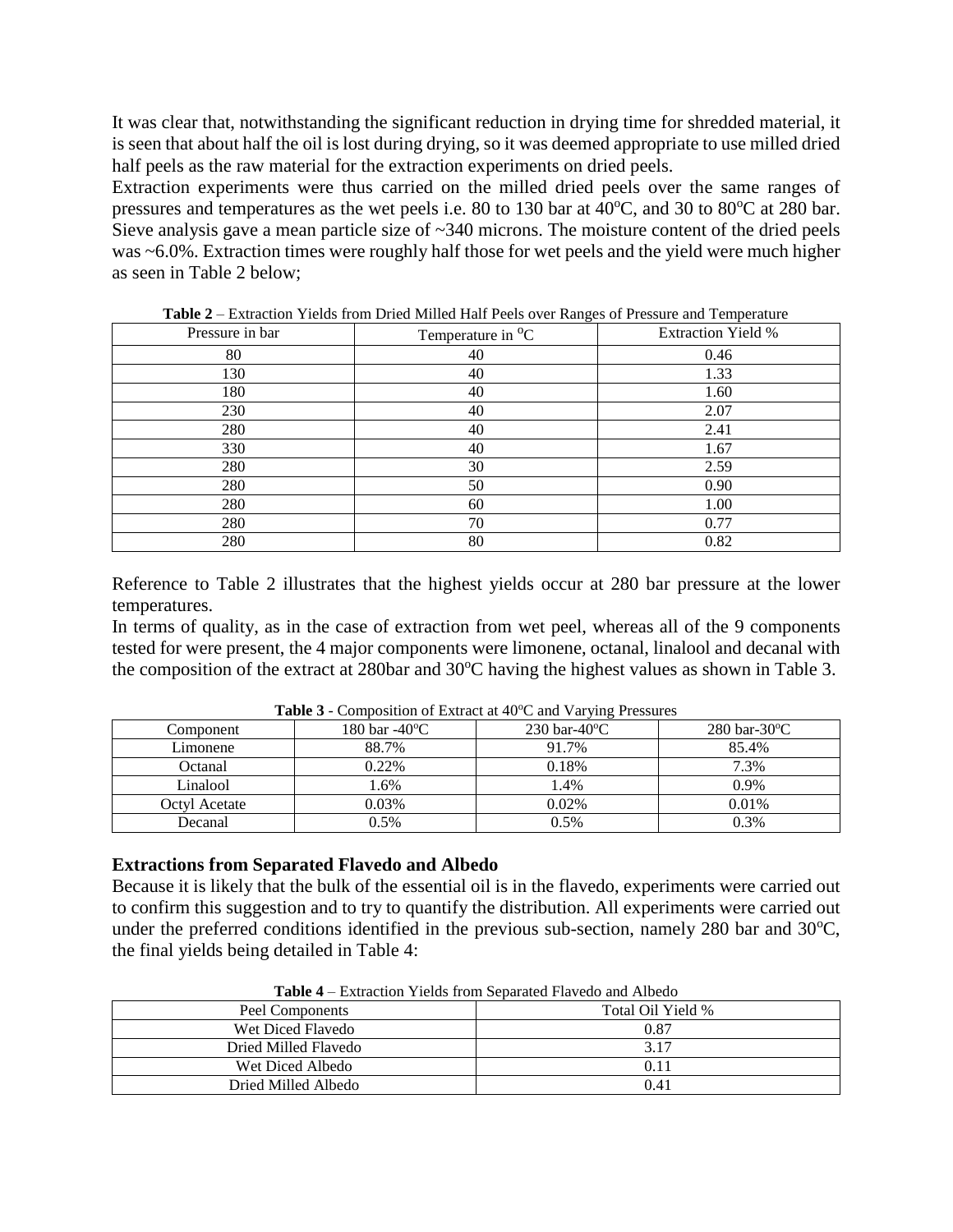It was clear that, notwithstanding the significant reduction in drying time for shredded material, it is seen that about half the oil is lost during drying, so it was deemed appropriate to use milled dried half peels as the raw material for the extraction experiments on dried peels.

Extraction experiments were thus carried on the milled dried peels over the same ranges of pressures and temperatures as the wet peels i.e. 80 to 130 bar at 40°C, and 30 to 80°C at 280 bar. Sieve analysis gave a mean particle size of ~340 microns. The moisture content of the dried peels was ~6.0%. Extraction times were roughly half those for wet peels and the yield were much higher as seen in Table 2 below;

**Table 2** – Extraction Yields from Dried Milled Half Peels over Ranges of Pressure and Temperature

| Pressure in bar | Temperature in °C | Extraction Yield % |
|---|---|---|
| 80 | 40 | 0.46 |
| 130 | 40 | 1.33 |
| 180 | 40 | 1.60 |
| 230 | 40 | 2.07 |
| 280 | 40 | 2.41 |
| 330 | 40 | 1.67 |
| 280 | 30 | 2.59 |
| 280 | 50 | 0.90 |
| 280 | 60 | 1.00 |
| 280 | 70 | 0.77 |
| 280 | 80 | 0.82 |

Reference to Table 2 illustrates that the highest yields occur at 280 bar pressure at the lower temperatures.

In terms of quality, as in the case of extraction from wet peel, whereas all of the 9 components tested for were present, the 4 major components were limonene, octanal, linalool and decanal with the composition of the extract at 280bar and 30°C having the highest values as shown in Table 3.

**Table 3** - Composition of Extract at 40°C and Varying Pressures

| Component | 180 bar -40°C | 230 bar-40°C | 280 bar-30°C |
|---|---|---|---|
| Limonene | 88.7% | 91.7% | 85.4% |
| Octanal | 0.22% | 0.18% | 7.3% |
| Linalool | 1.6% | 1.4% | 0.9% |
| Octyl Acetate | 0.03% | 0.02% | 0.01% |
| Decanal | 0.5% | 0.5% | 0.3% |

## Extractions from Separated Flavedo and Albedo

Because it is likely that the bulk of the essential oil is in the flavedo, experiments were carried out to confirm this suggestion and to try to quantify the distribution. All experiments were carried out under the preferred conditions identified in the previous sub-section, namely 280 bar and 30°C, the final yields being detailed in Table 4:

**Table 4** – Extraction Yields from Separated Flavedo and Albedo

| Peel Components | Total Oil Yield % |
|---|---|
| Wet Diced Flavedo | 0.87 |
| Dried Milled Flavedo | 3.17 |
| Wet Diced Albedo | 0.11 |
| Dried Milled Albedo | 0.41 |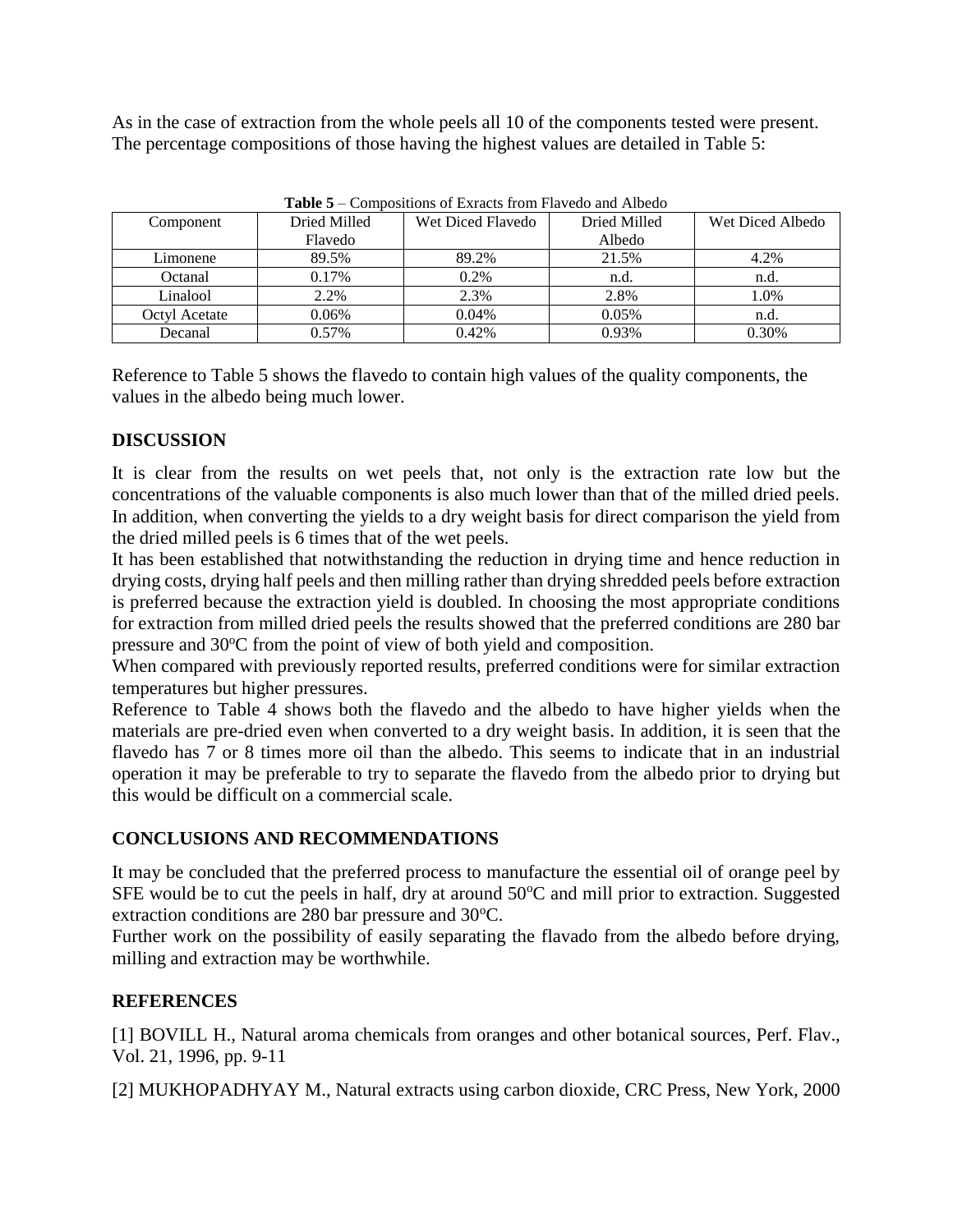As in the case of extraction from the whole peels all 10 of the components tested were present. The percentage compositions of those having the highest values are detailed in Table 5:

**Table 5** – Compositions of Exracts from Flavedo and Albedo

| Component | Dried Milled Flavedo | Wet Diced Flavedo | Dried Milled Albedo | Wet Diced Albedo |
|---|---|---|---|---|
| Limonene | 89.5% | 89.2% | 21.5% | 4.2% |
| Octanal | 0.17% | 0.2% | n.d. | n.d. |
| Linalool | 2.2% | 2.3% | 2.8% | 1.0% |
| Octyl Acetate | 0.06% | 0.04% | 0.05% | n.d. |
| Decanal | 0.57% | 0.42% | 0.93% | 0.30% |

Reference to Table 5 shows the flavedo to contain high values of the quality components, the values in the albedo being much lower.

## DISCUSSION

It is clear from the results on wet peels that, not only is the extraction rate low but the concentrations of the valuable components is also much lower than that of the milled dried peels. In addition, when converting the yields to a dry weight basis for direct comparison the yield from the dried milled peels is 6 times that of the wet peels.

It has been established that notwithstanding the reduction in drying time and hence reduction in drying costs, drying half peels and then milling rather than drying shredded peels before extraction is preferred because the extraction yield is doubled. In choosing the most appropriate conditions for extraction from milled dried peels the results showed that the preferred conditions are 280 bar pressure and 30°C from the point of view of both yield and composition.

When compared with previously reported results, preferred conditions were for similar extraction temperatures but higher pressures.

Reference to Table 4 shows both the flavedo and the albedo to have higher yields when the materials are pre-dried even when converted to a dry weight basis. In addition, it is seen that the flavedo has 7 or 8 times more oil than the albedo. This seems to indicate that in an industrial operation it may be preferable to try to separate the flavedo from the albedo prior to drying but this would be difficult on a commercial scale.

## CONCLUSIONS AND RECOMMENDATIONS

It may be concluded that the preferred process to manufacture the essential oil of orange peel by SFE would be to cut the peels in half, dry at around 50°C and mill prior to extraction. Suggested extraction conditions are 280 bar pressure and 30°C.

Further work on the possibility of easily separating the flavado from the albedo before drying, milling and extraction may be worthwhile.

## REFERENCES

[1] BOVILL H., Natural aroma chemicals from oranges and other botanical sources, Perf. Flav., Vol. 21, 1996, pp. 9-11

[2] MUKHOPADHYAY M., Natural extracts using carbon dioxide, CRC Press, New York, 2000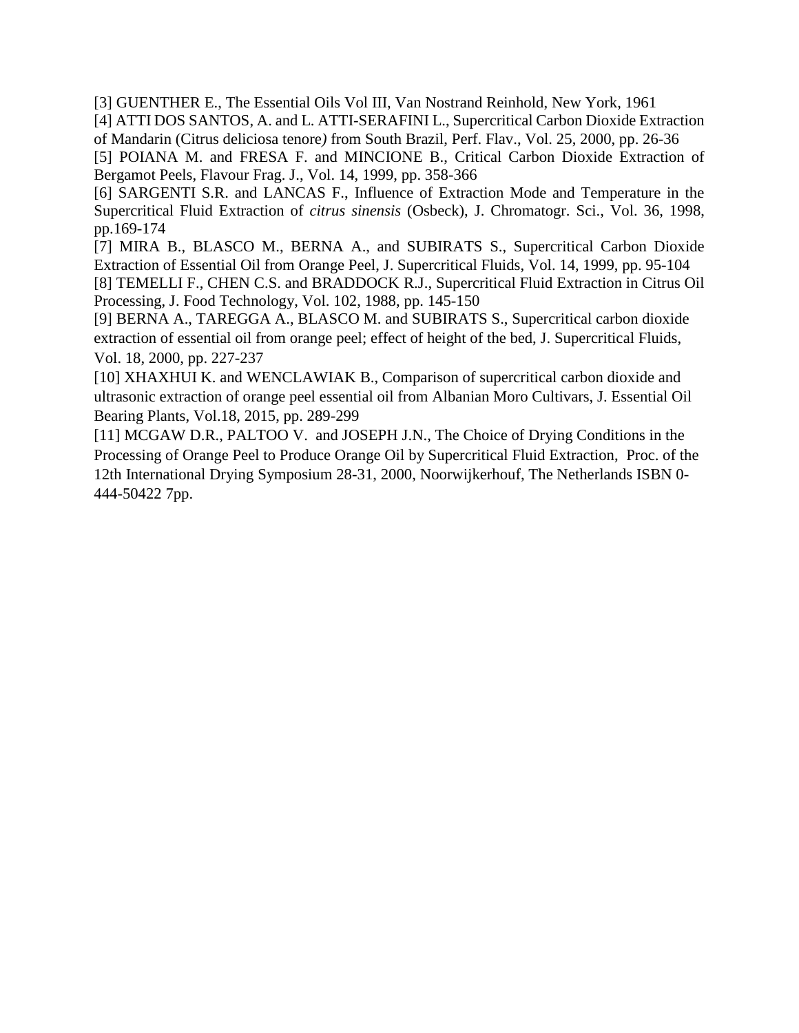[3] GUENTHER E., The Essential Oils Vol III, Van Nostrand Reinhold, New York, 1961

[4] ATTI DOS SANTOS, A. and L. ATTI-SERAFINI L., Supercritical Carbon Dioxide Extraction of Mandarin (Citrus deliciosa tenore*)* from South Brazil, Perf. Flav., Vol. 25, 2000, pp. 26-36

[5] POIANA M. and FRESA F. and MINCIONE B., Critical Carbon Dioxide Extraction of Bergamot Peels, Flavour Frag. J., Vol. 14, 1999, pp. 358-366

[6] SARGENTI S.R. and LANCAS F., Influence of Extraction Mode and Temperature in the Supercritical Fluid Extraction of *citrus sinensis* (Osbeck), J. Chromatogr. Sci., Vol. 36, 1998, pp.169-174

[7] MIRA B., BLASCO M., BERNA A., and SUBIRATS S., Supercritical Carbon Dioxide Extraction of Essential Oil from Orange Peel, J. Supercritical Fluids, Vol. 14, 1999, pp. 95-104

[8] TEMELLI F., CHEN C.S. and BRADDOCK R.J., Supercritical Fluid Extraction in Citrus Oil Processing, J. Food Technology, Vol. 102, 1988, pp. 145-150

[9] BERNA A., TAREGGA A., BLASCO M. and SUBIRATS S., Supercritical carbon dioxide extraction of essential oil from orange peel; effect of height of the bed, J. Supercritical Fluids, Vol. 18, 2000, pp. 227-237

[10] XHAXHUI K. and WENCLAWIAK B., Comparison of supercritical carbon dioxide and ultrasonic extraction of orange peel essential oil from Albanian Moro Cultivars, J. Essential Oil Bearing Plants, Vol.18, 2015, pp. 289-299

[11] MCGAW D.R., PALTOO V. and JOSEPH J.N., The Choice of Drying Conditions in the Processing of Orange Peel to Produce Orange Oil by Supercritical Fluid Extraction, Proc. of the 12th International Drying Symposium 28-31, 2000, Noorwijkerhouf, The Netherlands ISBN 0-444-50422 7pp.